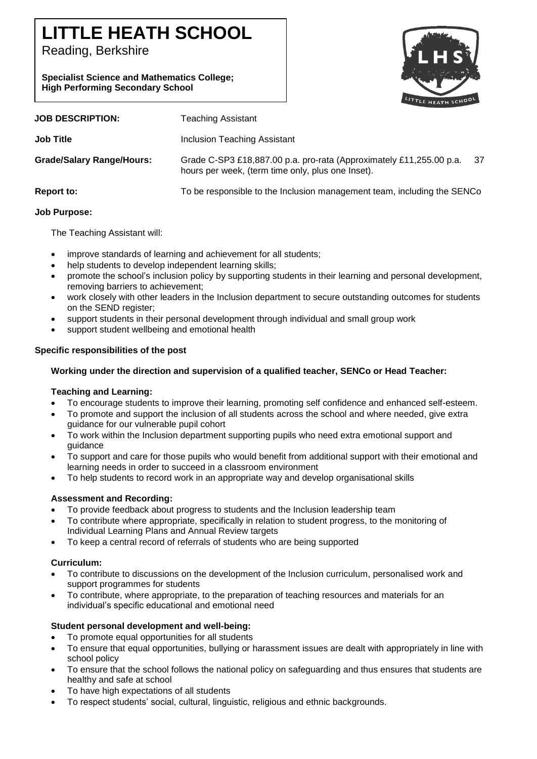# LITTLE HEATH SCHOOL

Reading, Berkshire

**Specialist Science and Mathematics College; High Performing Secondary School**

| | |
|---|---|
| **JOB DESCRIPTION:** | Teaching Assistant |
| **Job Title** | Inclusion Teaching Assistant |
| **Grade/Salary Range/Hours:** | Grade C-SP3 £18,887.00 p.a. pro-rata (Approximately £11,255.00 p.a. 37 hours per week, (term time only, plus one Inset). |
| **Report to:** | To be responsible to the Inclusion management team, including the SENCo |

**Job Purpose:**

The Teaching Assistant will:

- improve standards of learning and achievement for all students;
- help students to develop independent learning skills;
- promote the school's inclusion policy by supporting students in their learning and personal development, removing barriers to achievement;
- work closely with other leaders in the Inclusion department to secure outstanding outcomes for students on the SEND register;
- support students in their personal development through individual and small group work
- support student wellbeing and emotional health

**Specific responsibilities of the post**

**Working under the direction and supervision of a qualified teacher, SENCo or Head Teacher:**

**Teaching and Learning:**

- To encourage students to improve their learning, promoting self confidence and enhanced self-esteem.
- To promote and support the inclusion of all students across the school and where needed, give extra guidance for our vulnerable pupil cohort
- To work within the Inclusion department supporting pupils who need extra emotional support and guidance
- To support and care for those pupils who would benefit from additional support with their emotional and learning needs in order to succeed in a classroom environment
- To help students to record work in an appropriate way and develop organisational skills

**Assessment and Recording:**

- To provide feedback about progress to students and the Inclusion leadership team
- To contribute where appropriate, specifically in relation to student progress, to the monitoring of Individual Learning Plans and Annual Review targets
- To keep a central record of referrals of students who are being supported

**Curriculum:**

- To contribute to discussions on the development of the Inclusion curriculum, personalised work and support programmes for students
- To contribute, where appropriate, to the preparation of teaching resources and materials for an individual's specific educational and emotional need

**Student personal development and well-being:**

- To promote equal opportunities for all students
- To ensure that equal opportunities, bullying or harassment issues are dealt with appropriately in line with school policy
- To ensure that the school follows the national policy on safeguarding and thus ensures that students are healthy and safe at school
- To have high expectations of all students
- To respect students' social, cultural, linguistic, religious and ethnic backgrounds.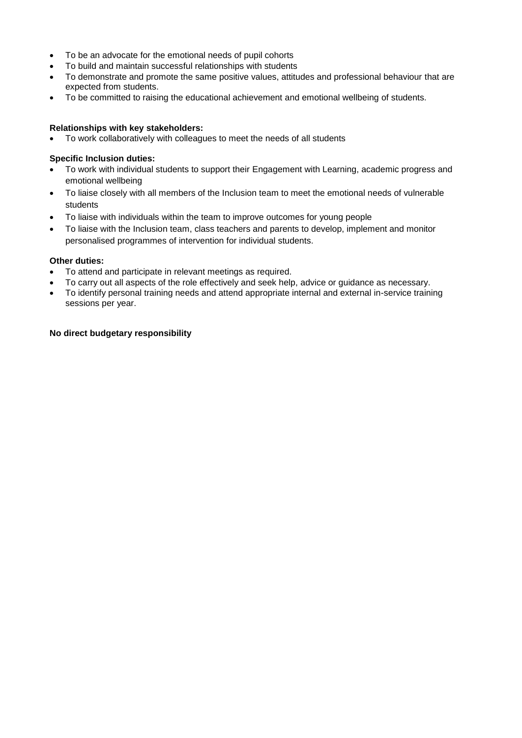- To be an advocate for the emotional needs of pupil cohorts
- To build and maintain successful relationships with students
- To demonstrate and promote the same positive values, attitudes and professional behaviour that are expected from students.
- To be committed to raising the educational achievement and emotional wellbeing of students.

**Relationships with key stakeholders:**

- To work collaboratively with colleagues to meet the needs of all students

**Specific Inclusion duties:**

- To work with individual students to support their Engagement with Learning, academic progress and emotional wellbeing
- To liaise closely with all members of the Inclusion team to meet the emotional needs of vulnerable students
- To liaise with individuals within the team to improve outcomes for young people
- To liaise with the Inclusion team, class teachers and parents to develop, implement and monitor personalised programmes of intervention for individual students.

**Other duties:**

- To attend and participate in relevant meetings as required.
- To carry out all aspects of the role effectively and seek help, advice or guidance as necessary.
- To identify personal training needs and attend appropriate internal and external in-service training sessions per year.

**No direct budgetary responsibility**